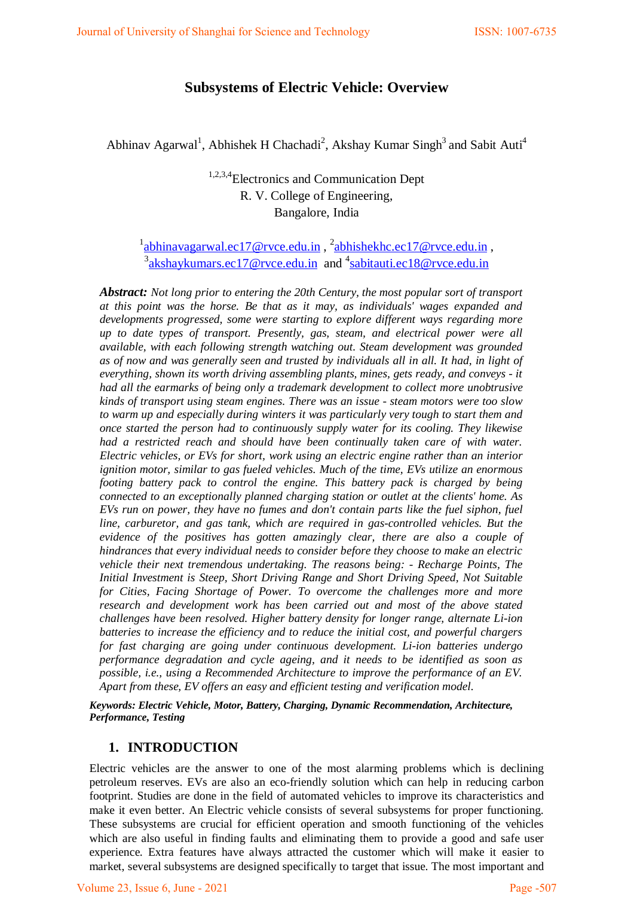# Subsystems of Electric Vehicle: Overview

Abhinav Agarwal[1], Abhishek H Chachadi[2], Akshay Kumar Singh[3] and Sabit Auti[4]

[1,2,3,4]Electronics and Communication Dept
R. V. College of Engineering,
Bangalore, India

[1]abhinavagarwal.ec17@rvce.edu.in , [2]abhishekhc.ec17@rvce.edu.in , [3]akshaykumars.ec17@rvce.edu.in and [4]sabitauti.ec18@rvce.edu.in

***Abstract:*** *Not long prior to entering the 20th Century, the most popular sort of transport at this point was the horse. Be that as it may, as individuals' wages expanded and developments progressed, some were starting to explore different ways regarding more up to date types of transport. Presently, gas, steam, and electrical power were all available, with each following strength watching out. Steam development was grounded as of now and was generally seen and trusted by individuals all in all. It had, in light of everything, shown its worth driving assembling plants, mines, gets ready, and conveys - it had all the earmarks of being only a trademark development to collect more unobtrusive kinds of transport using steam engines. There was an issue - steam motors were too slow to warm up and especially during winters it was particularly very tough to start them and once started the person had to continuously supply water for its cooling. They likewise had a restricted reach and should have been continually taken care of with water. Electric vehicles, or EVs for short, work using an electric engine rather than an interior ignition motor, similar to gas fueled vehicles. Much of the time, EVs utilize an enormous footing battery pack to control the engine. This battery pack is charged by being connected to an exceptionally planned charging station or outlet at the clients' home. As EVs run on power, they have no fumes and don't contain parts like the fuel siphon, fuel line, carburetor, and gas tank, which are required in gas-controlled vehicles. But the evidence of the positives has gotten amazingly clear, there are also a couple of hindrances that every individual needs to consider before they choose to make an electric vehicle their next tremendous undertaking. The reasons being: - Recharge Points, The Initial Investment is Steep, Short Driving Range and Short Driving Speed, Not Suitable for Cities, Facing Shortage of Power. To overcome the challenges more and more research and development work has been carried out and most of the above stated challenges have been resolved. Higher battery density for longer range, alternate Li-ion batteries to increase the efficiency and to reduce the initial cost, and powerful chargers for fast charging are going under continuous development. Li-ion batteries undergo performance degradation and cycle ageing, and it needs to be identified as soon as possible, i.e., using a Recommended Architecture to improve the performance of an EV. Apart from these, EV offers an easy and efficient testing and verification model.*

***Keywords: Electric Vehicle, Motor, Battery, Charging, Dynamic Recommendation, Architecture, Performance, Testing***

## 1. INTRODUCTION

Electric vehicles are the answer to one of the most alarming problems which is declining petroleum reserves. EVs are also an eco-friendly solution which can help in reducing carbon footprint. Studies are done in the field of automated vehicles to improve its characteristics and make it even better. An Electric vehicle consists of several subsystems for proper functioning. These subsystems are crucial for efficient operation and smooth functioning of the vehicles which are also useful in finding faults and eliminating them to provide a good and safe user experience. Extra features have always attracted the customer which will make it easier to market, several subsystems are designed specifically to target that issue. The most important and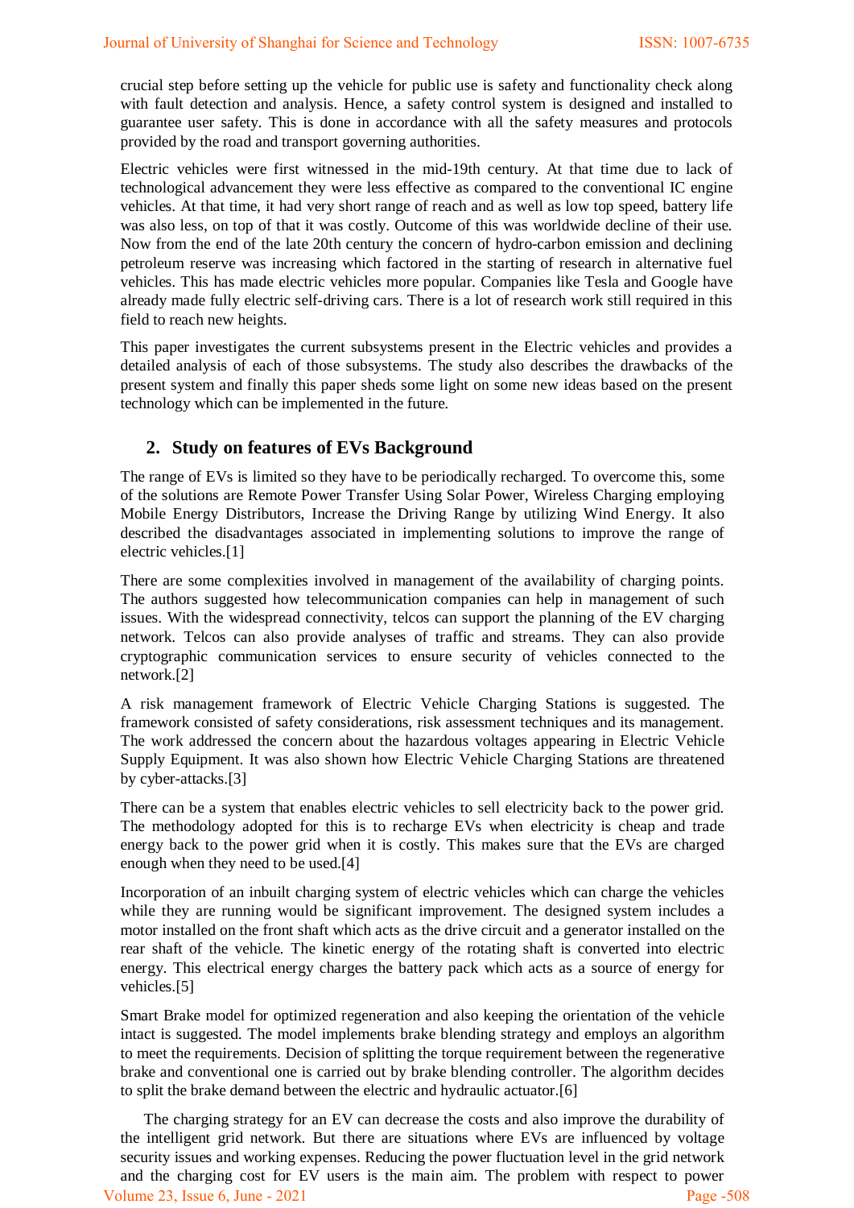crucial step before setting up the vehicle for public use is safety and functionality check along with fault detection and analysis. Hence, a safety control system is designed and installed to guarantee user safety. This is done in accordance with all the safety measures and protocols provided by the road and transport governing authorities.

Electric vehicles were first witnessed in the mid-19th century. At that time due to lack of technological advancement they were less effective as compared to the conventional IC engine vehicles. At that time, it had very short range of reach and as well as low top speed, battery life was also less, on top of that it was costly. Outcome of this was worldwide decline of their use. Now from the end of the late 20th century the concern of hydro-carbon emission and declining petroleum reserve was increasing which factored in the starting of research in alternative fuel vehicles. This has made electric vehicles more popular. Companies like Tesla and Google have already made fully electric self-driving cars. There is a lot of research work still required in this field to reach new heights.

This paper investigates the current subsystems present in the Electric vehicles and provides a detailed analysis of each of those subsystems. The study also describes the drawbacks of the present system and finally this paper sheds some light on some new ideas based on the present technology which can be implemented in the future.

## 2. Study on features of EVs Background

The range of EVs is limited so they have to be periodically recharged. To overcome this, some of the solutions are Remote Power Transfer Using Solar Power, Wireless Charging employing Mobile Energy Distributors, Increase the Driving Range by utilizing Wind Energy. It also described the disadvantages associated in implementing solutions to improve the range of electric vehicles.[1]

There are some complexities involved in management of the availability of charging points. The authors suggested how telecommunication companies can help in management of such issues. With the widespread connectivity, telcos can support the planning of the EV charging network. Telcos can also provide analyses of traffic and streams. They can also provide cryptographic communication services to ensure security of vehicles connected to the network.[2]

A risk management framework of Electric Vehicle Charging Stations is suggested. The framework consisted of safety considerations, risk assessment techniques and its management. The work addressed the concern about the hazardous voltages appearing in Electric Vehicle Supply Equipment. It was also shown how Electric Vehicle Charging Stations are threatened by cyber-attacks.[3]

There can be a system that enables electric vehicles to sell electricity back to the power grid. The methodology adopted for this is to recharge EVs when electricity is cheap and trade energy back to the power grid when it is costly. This makes sure that the EVs are charged enough when they need to be used.[4]

Incorporation of an inbuilt charging system of electric vehicles which can charge the vehicles while they are running would be significant improvement. The designed system includes a motor installed on the front shaft which acts as the drive circuit and a generator installed on the rear shaft of the vehicle. The kinetic energy of the rotating shaft is converted into electric energy. This electrical energy charges the battery pack which acts as a source of energy for vehicles.[5]

Smart Brake model for optimized regeneration and also keeping the orientation of the vehicle intact is suggested. The model implements brake blending strategy and employs an algorithm to meet the requirements. Decision of splitting the torque requirement between the regenerative brake and conventional one is carried out by brake blending controller. The algorithm decides to split the brake demand between the electric and hydraulic actuator.[6]

The charging strategy for an EV can decrease the costs and also improve the durability of the intelligent grid network. But there are situations where EVs are influenced by voltage security issues and working expenses. Reducing the power fluctuation level in the grid network and the charging cost for EV users is the main aim. The problem with respect to power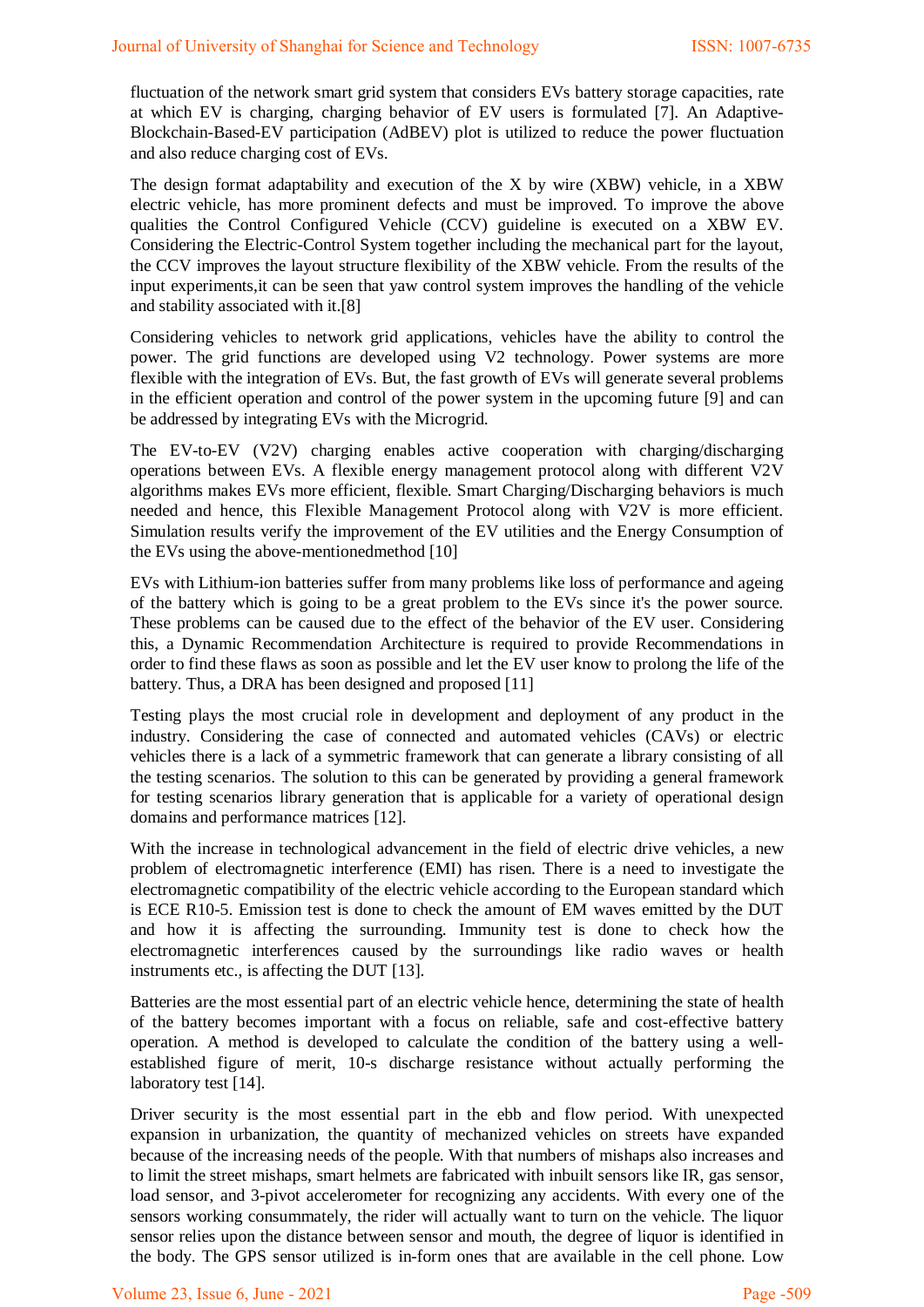fluctuation of the network smart grid system that considers EVs battery storage capacities, rate at which EV is charging, charging behavior of EV users is formulated [7]. An Adaptive-Blockchain-Based-EV participation (AdBEV) plot is utilized to reduce the power fluctuation and also reduce charging cost of EVs.

The design format adaptability and execution of the X by wire (XBW) vehicle, in a XBW electric vehicle, has more prominent defects and must be improved. To improve the above qualities the Control Configured Vehicle (CCV) guideline is executed on a XBW EV. Considering the Electric-Control System together including the mechanical part for the layout, the CCV improves the layout structure flexibility of the XBW vehicle. From the results of the input experiments,it can be seen that yaw control system improves the handling of the vehicle and stability associated with it.[8]

Considering vehicles to network grid applications, vehicles have the ability to control the power. The grid functions are developed using V2 technology. Power systems are more flexible with the integration of EVs. But, the fast growth of EVs will generate several problems in the efficient operation and control of the power system in the upcoming future [9] and can be addressed by integrating EVs with the Microgrid.

The EV-to-EV (V2V) charging enables active cooperation with charging/discharging operations between EVs. A flexible energy management protocol along with different V2V algorithms makes EVs more efficient, flexible. Smart Charging/Discharging behaviors is much needed and hence, this Flexible Management Protocol along with V2V is more efficient. Simulation results verify the improvement of the EV utilities and the Energy Consumption of the EVs using the above-mentionedmethod [10]

EVs with Lithium-ion batteries suffer from many problems like loss of performance and ageing of the battery which is going to be a great problem to the EVs since it's the power source. These problems can be caused due to the effect of the behavior of the EV user. Considering this, a Dynamic Recommendation Architecture is required to provide Recommendations in order to find these flaws as soon as possible and let the EV user know to prolong the life of the battery. Thus, a DRA has been designed and proposed [11]

Testing plays the most crucial role in development and deployment of any product in the industry. Considering the case of connected and automated vehicles (CAVs) or electric vehicles there is a lack of a symmetric framework that can generate a library consisting of all the testing scenarios. The solution to this can be generated by providing a general framework for testing scenarios library generation that is applicable for a variety of operational design domains and performance matrices [12].

With the increase in technological advancement in the field of electric drive vehicles, a new problem of electromagnetic interference (EMI) has risen. There is a need to investigate the electromagnetic compatibility of the electric vehicle according to the European standard which is ECE R10-5. Emission test is done to check the amount of EM waves emitted by the DUT and how it is affecting the surrounding. Immunity test is done to check how the electromagnetic interferences caused by the surroundings like radio waves or health instruments etc., is affecting the DUT [13].

Batteries are the most essential part of an electric vehicle hence, determining the state of health of the battery becomes important with a focus on reliable, safe and cost-effective battery operation. A method is developed to calculate the condition of the battery using a well-established figure of merit, 10-s discharge resistance without actually performing the laboratory test [14].

Driver security is the most essential part in the ebb and flow period. With unexpected expansion in urbanization, the quantity of mechanized vehicles on streets have expanded because of the increasing needs of the people. With that numbers of mishaps also increases and to limit the street mishaps, smart helmets are fabricated with inbuilt sensors like IR, gas sensor, load sensor, and 3-pivot accelerometer for recognizing any accidents. With every one of the sensors working consummately, the rider will actually want to turn on the vehicle. The liquor sensor relies upon the distance between sensor and mouth, the degree of liquor is identified in the body. The GPS sensor utilized is in-form ones that are available in the cell phone. Low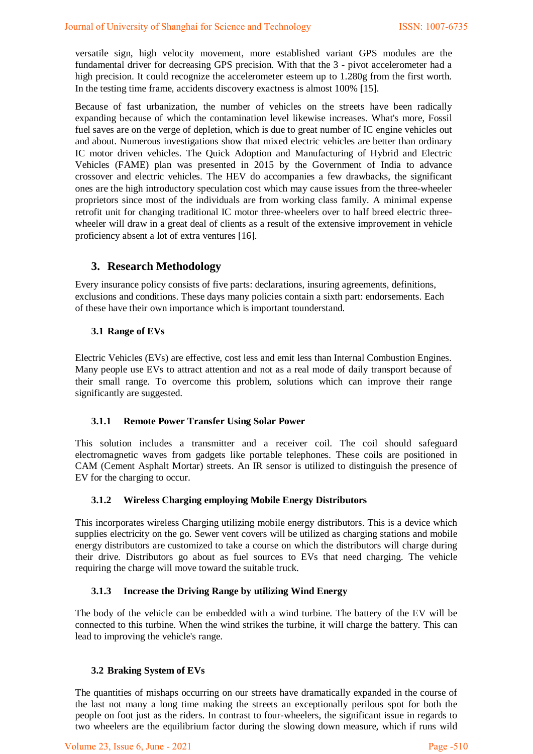versatile sign, high velocity movement, more established variant GPS modules are the fundamental driver for decreasing GPS precision. With that the 3 - pivot accelerometer had a high precision. It could recognize the accelerometer esteem up to 1.280g from the first worth. In the testing time frame, accidents discovery exactness is almost 100% [15].

Because of fast urbanization, the number of vehicles on the streets have been radically expanding because of which the contamination level likewise increases. What's more, Fossil fuel saves are on the verge of depletion, which is due to great number of IC engine vehicles out and about. Numerous investigations show that mixed electric vehicles are better than ordinary IC motor driven vehicles. The Quick Adoption and Manufacturing of Hybrid and Electric Vehicles (FAME) plan was presented in 2015 by the Government of India to advance crossover and electric vehicles. The HEV do accompanies a few drawbacks, the significant ones are the high introductory speculation cost which may cause issues from the three-wheeler proprietors since most of the individuals are from working class family. A minimal expense retrofit unit for changing traditional IC motor three-wheelers over to half breed electric three-wheeler will draw in a great deal of clients as a result of the extensive improvement in vehicle proficiency absent a lot of extra ventures [16].

## 3. Research Methodology

Every insurance policy consists of five parts: declarations, insuring agreements, definitions, exclusions and conditions. These days many policies contain a sixth part: endorsements. Each of these have their own importance which is important tounderstand.

### 3.1 Range of EVs

Electric Vehicles (EVs) are effective, cost less and emit less than Internal Combustion Engines. Many people use EVs to attract attention and not as a real mode of daily transport because of their small range. To overcome this problem, solutions which can improve their range significantly are suggested.

#### 3.1.1 Remote Power Transfer Using Solar Power

This solution includes a transmitter and a receiver coil. The coil should safeguard electromagnetic waves from gadgets like portable telephones. These coils are positioned in CAM (Cement Asphalt Mortar) streets. An IR sensor is utilized to distinguish the presence of EV for the charging to occur.

#### 3.1.2 Wireless Charging employing Mobile Energy Distributors

This incorporates wireless Charging utilizing mobile energy distributors. This is a device which supplies electricity on the go. Sewer vent covers will be utilized as charging stations and mobile energy distributors are customized to take a course on which the distributors will charge during their drive. Distributors go about as fuel sources to EVs that need charging. The vehicle requiring the charge will move toward the suitable truck.

#### 3.1.3 Increase the Driving Range by utilizing Wind Energy

The body of the vehicle can be embedded with a wind turbine. The battery of the EV will be connected to this turbine. When the wind strikes the turbine, it will charge the battery. This can lead to improving the vehicle's range.

### 3.2 Braking System of EVs

The quantities of mishaps occurring on our streets have dramatically expanded in the course of the last not many a long time making the streets an exceptionally perilous spot for both the people on foot just as the riders. In contrast to four-wheelers, the significant issue in regards to two wheelers are the equilibrium factor during the slowing down measure, which if runs wild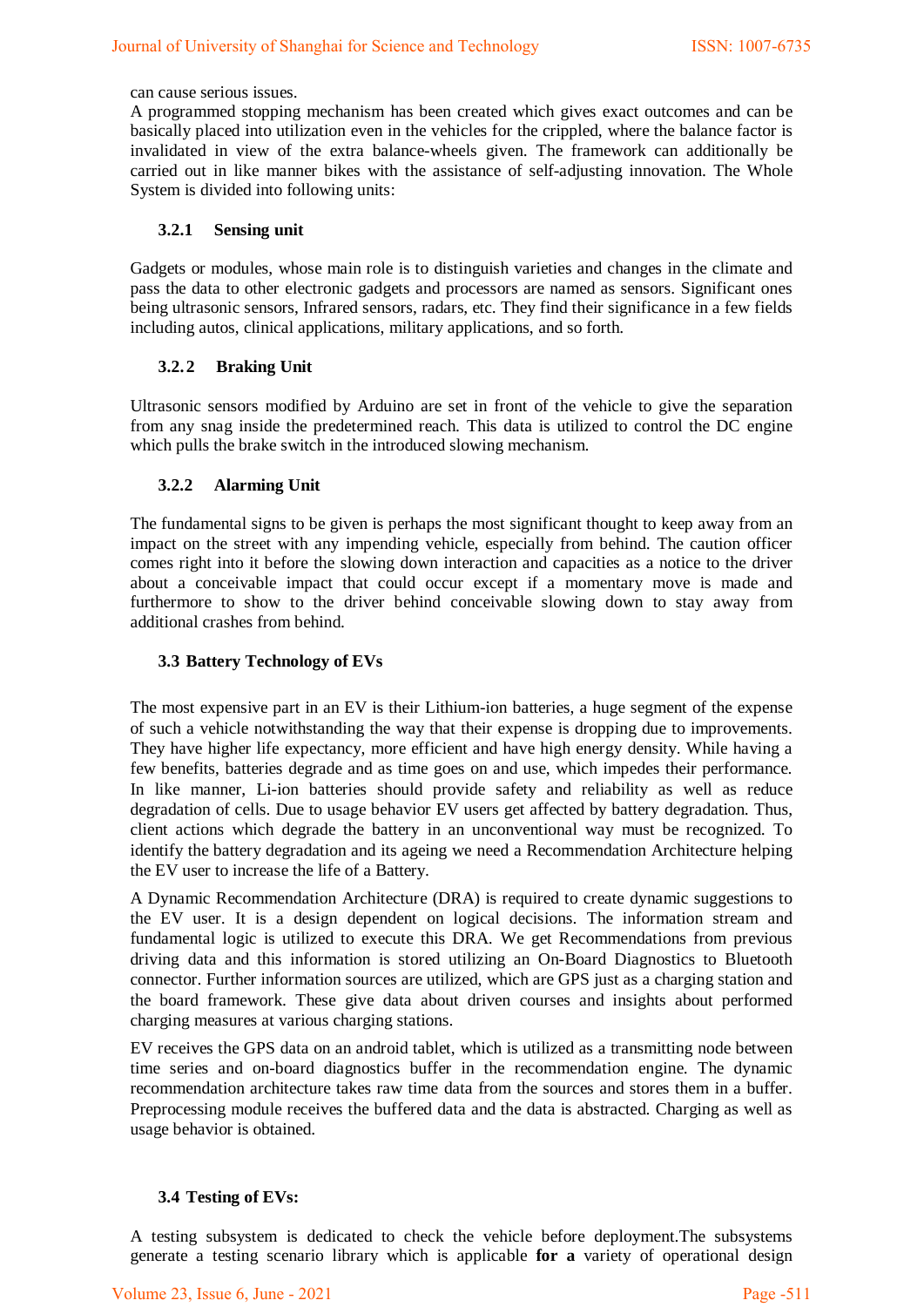can cause serious issues.

A programmed stopping mechanism has been created which gives exact outcomes and can be basically placed into utilization even in the vehicles for the crippled, where the balance factor is invalidated in view of the extra balance-wheels given. The framework can additionally be carried out in like manner bikes with the assistance of self-adjusting innovation. The Whole System is divided into following units:

#### 3.2.1 Sensing unit

Gadgets or modules, whose main role is to distinguish varieties and changes in the climate and pass the data to other electronic gadgets and processors are named as sensors. Significant ones being ultrasonic sensors, Infrared sensors, radars, etc. They find their significance in a few fields including autos, clinical applications, military applications, and so forth.

#### 3.2.2 Braking Unit

Ultrasonic sensors modified by Arduino are set in front of the vehicle to give the separation from any snag inside the predetermined reach. This data is utilized to control the DC engine which pulls the brake switch in the introduced slowing mechanism.

#### 3.2.2 Alarming Unit

The fundamental signs to be given is perhaps the most significant thought to keep away from an impact on the street with any impending vehicle, especially from behind. The caution officer comes right into it before the slowing down interaction and capacities as a notice to the driver about a conceivable impact that could occur except if a momentary move is made and furthermore to show to the driver behind conceivable slowing down to stay away from additional crashes from behind.

### 3.3 Battery Technology of EVs

The most expensive part in an EV is their Lithium-ion batteries, a huge segment of the expense of such a vehicle notwithstanding the way that their expense is dropping due to improvements. They have higher life expectancy, more efficient and have high energy density. While having a few benefits, batteries degrade and as time goes on and use, which impedes their performance. In like manner, Li-ion batteries should provide safety and reliability as well as reduce degradation of cells. Due to usage behavior EV users get affected by battery degradation. Thus, client actions which degrade the battery in an unconventional way must be recognized. To identify the battery degradation and its ageing we need a Recommendation Architecture helping the EV user to increase the life of a Battery.

A Dynamic Recommendation Architecture (DRA) is required to create dynamic suggestions to the EV user. It is a design dependent on logical decisions. The information stream and fundamental logic is utilized to execute this DRA. We get Recommendations from previous driving data and this information is stored utilizing an On-Board Diagnostics to Bluetooth connector. Further information sources are utilized, which are GPS just as a charging station and the board framework. These give data about driven courses and insights about performed charging measures at various charging stations.

EV receives the GPS data on an android tablet, which is utilized as a transmitting node between time series and on-board diagnostics buffer in the recommendation engine. The dynamic recommendation architecture takes raw time data from the sources and stores them in a buffer. Preprocessing module receives the buffered data and the data is abstracted. Charging as well as usage behavior is obtained.

### 3.4 Testing of EVs:

A testing subsystem is dedicated to check the vehicle before deployment.The subsystems generate a testing scenario library which is applicable **for a** variety of operational design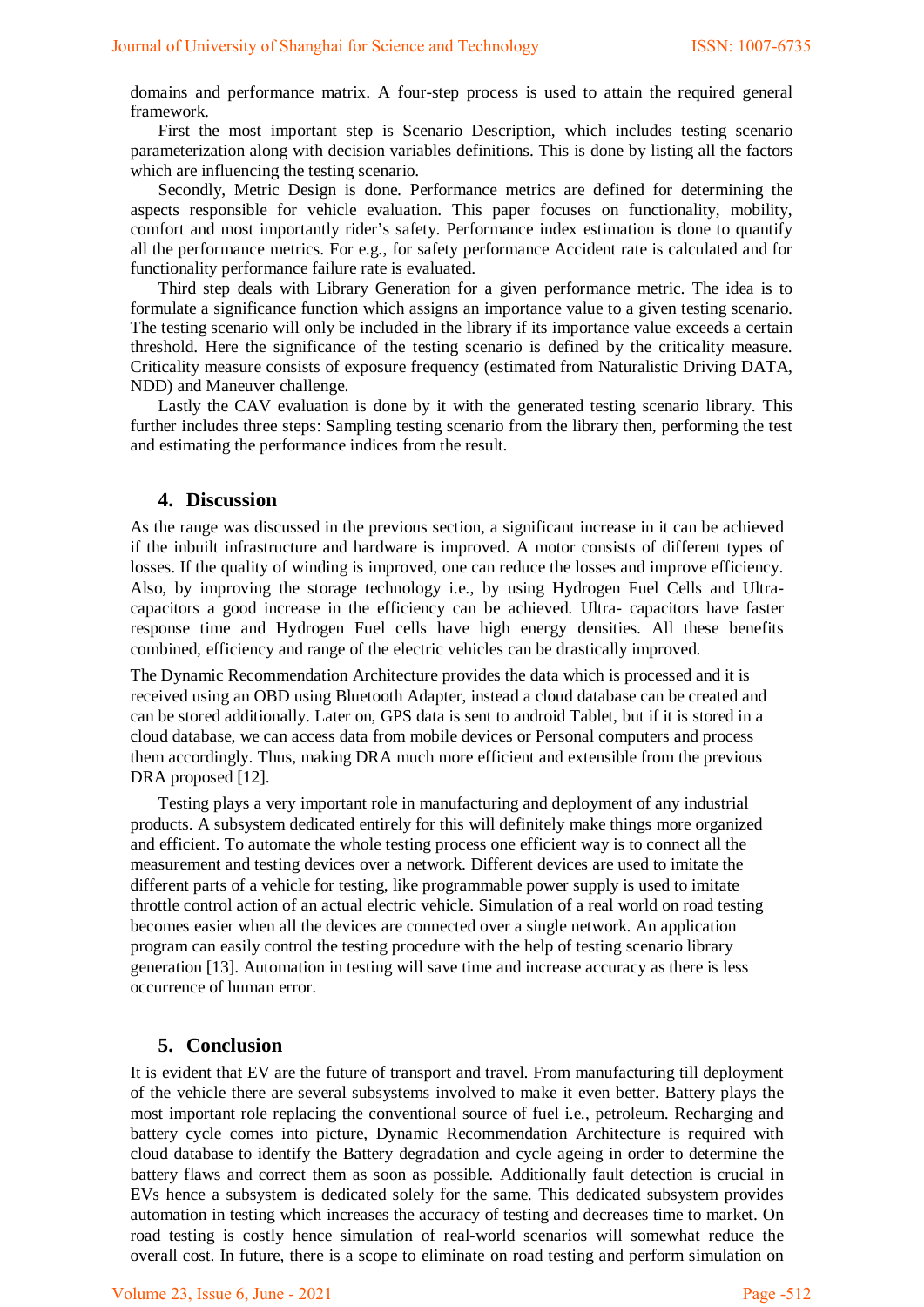domains and performance matrix. A four-step process is used to attain the required general framework.

First the most important step is Scenario Description, which includes testing scenario parameterization along with decision variables definitions. This is done by listing all the factors which are influencing the testing scenario.

Secondly, Metric Design is done. Performance metrics are defined for determining the aspects responsible for vehicle evaluation. This paper focuses on functionality, mobility, comfort and most importantly rider's safety. Performance index estimation is done to quantify all the performance metrics. For e.g., for safety performance Accident rate is calculated and for functionality performance failure rate is evaluated.

Third step deals with Library Generation for a given performance metric. The idea is to formulate a significance function which assigns an importance value to a given testing scenario. The testing scenario will only be included in the library if its importance value exceeds a certain threshold. Here the significance of the testing scenario is defined by the criticality measure. Criticality measure consists of exposure frequency (estimated from Naturalistic Driving DATA, NDD) and Maneuver challenge.

Lastly the CAV evaluation is done by it with the generated testing scenario library. This further includes three steps: Sampling testing scenario from the library then, performing the test and estimating the performance indices from the result.

## 4. Discussion

As the range was discussed in the previous section, a significant increase in it can be achieved if the inbuilt infrastructure and hardware is improved. A motor consists of different types of losses. If the quality of winding is improved, one can reduce the losses and improve efficiency. Also, by improving the storage technology i.e., by using Hydrogen Fuel Cells and Ultra-capacitors a good increase in the efficiency can be achieved. Ultra- capacitors have faster response time and Hydrogen Fuel cells have high energy densities. All these benefits combined, efficiency and range of the electric vehicles can be drastically improved.

The Dynamic Recommendation Architecture provides the data which is processed and it is received using an OBD using Bluetooth Adapter, instead a cloud database can be created and can be stored additionally. Later on, GPS data is sent to android Tablet, but if it is stored in a cloud database, we can access data from mobile devices or Personal computers and process them accordingly. Thus, making DRA much more efficient and extensible from the previous DRA proposed [12].

Testing plays a very important role in manufacturing and deployment of any industrial products. A subsystem dedicated entirely for this will definitely make things more organized and efficient. To automate the whole testing process one efficient way is to connect all the measurement and testing devices over a network. Different devices are used to imitate the different parts of a vehicle for testing, like programmable power supply is used to imitate throttle control action of an actual electric vehicle. Simulation of a real world on road testing becomes easier when all the devices are connected over a single network. An application program can easily control the testing procedure with the help of testing scenario library generation [13]. Automation in testing will save time and increase accuracy as there is less occurrence of human error.

## 5. Conclusion

It is evident that EV are the future of transport and travel. From manufacturing till deployment of the vehicle there are several subsystems involved to make it even better. Battery plays the most important role replacing the conventional source of fuel i.e., petroleum. Recharging and battery cycle comes into picture, Dynamic Recommendation Architecture is required with cloud database to identify the Battery degradation and cycle ageing in order to determine the battery flaws and correct them as soon as possible. Additionally fault detection is crucial in EVs hence a subsystem is dedicated solely for the same. This dedicated subsystem provides automation in testing which increases the accuracy of testing and decreases time to market. On road testing is costly hence simulation of real-world scenarios will somewhat reduce the overall cost. In future, there is a scope to eliminate on road testing and perform simulation on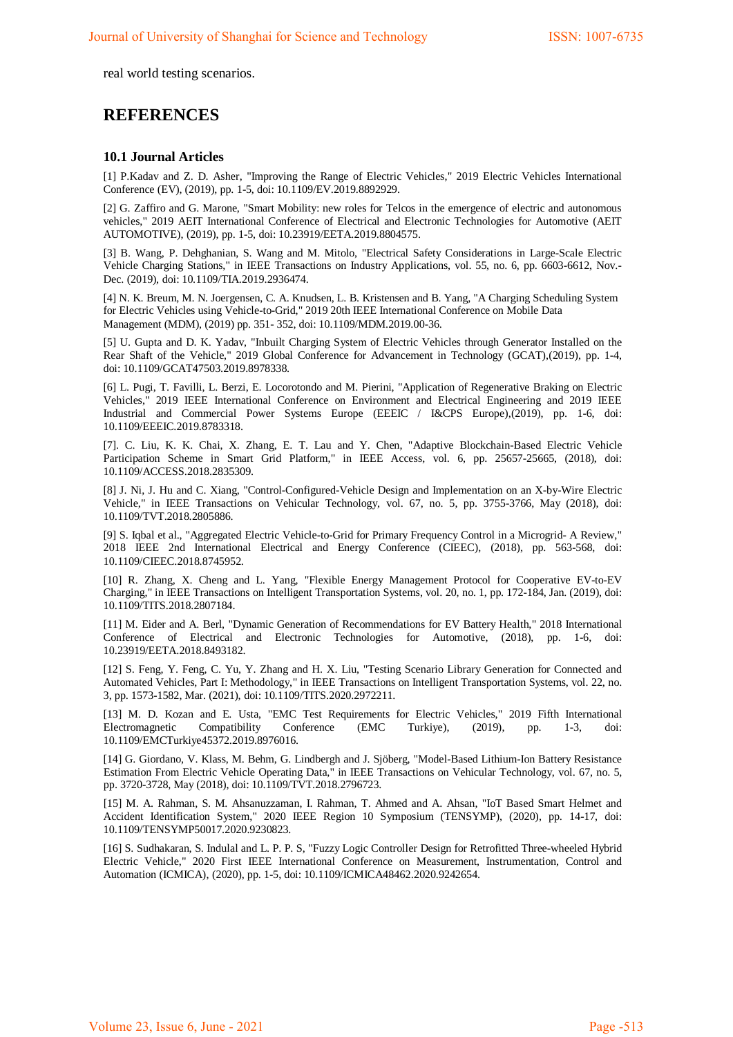real world testing scenarios.

## REFERENCES

### 10.1 Journal Articles

[1] P.Kadav and Z. D. Asher, "Improving the Range of Electric Vehicles," 2019 Electric Vehicles International Conference (EV), (2019), pp. 1-5, doi: 10.1109/EV.2019.8892929.

[2] G. Zaffiro and G. Marone, "Smart Mobility: new roles for Telcos in the emergence of electric and autonomous vehicles," 2019 AEIT International Conference of Electrical and Electronic Technologies for Automotive (AEIT AUTOMOTIVE), (2019), pp. 1-5, doi: 10.23919/EETA.2019.8804575.

[3] B. Wang, P. Dehghanian, S. Wang and M. Mitolo, "Electrical Safety Considerations in Large-Scale Electric Vehicle Charging Stations," in IEEE Transactions on Industry Applications, vol. 55, no. 6, pp. 6603-6612, Nov.-Dec. (2019), doi: 10.1109/TIA.2019.2936474.

[4] N. K. Breum, M. N. Joergensen, C. A. Knudsen, L. B. Kristensen and B. Yang, "A Charging Scheduling System for Electric Vehicles using Vehicle-to-Grid," 2019 20th IEEE International Conference on Mobile Data Management (MDM), (2019) pp. 351- 352, doi: 10.1109/MDM.2019.00-36.

[5] U. Gupta and D. K. Yadav, "Inbuilt Charging System of Electric Vehicles through Generator Installed on the Rear Shaft of the Vehicle," 2019 Global Conference for Advancement in Technology (GCAT),(2019), pp. 1-4, doi: 10.1109/GCAT47503.2019.8978338.

[6] L. Pugi, T. Favilli, L. Berzi, E. Locorotondo and M. Pierini, "Application of Regenerative Braking on Electric Vehicles," 2019 IEEE International Conference on Environment and Electrical Engineering and 2019 IEEE Industrial and Commercial Power Systems Europe (EEEIC / I&CPS Europe),(2019), pp. 1-6, doi: 10.1109/EEEIC.2019.8783318.

[7]. C. Liu, K. K. Chai, X. Zhang, E. T. Lau and Y. Chen, "Adaptive Blockchain-Based Electric Vehicle Participation Scheme in Smart Grid Platform," in IEEE Access, vol. 6, pp. 25657-25665, (2018), doi: 10.1109/ACCESS.2018.2835309.

[8] J. Ni, J. Hu and C. Xiang, "Control-Configured-Vehicle Design and Implementation on an X-by-Wire Electric Vehicle," in IEEE Transactions on Vehicular Technology, vol. 67, no. 5, pp. 3755-3766, May (2018), doi: 10.1109/TVT.2018.2805886.

[9] S. Iqbal et al., "Aggregated Electric Vehicle-to-Grid for Primary Frequency Control in a Microgrid- A Review," 2018 IEEE 2nd International Electrical and Energy Conference (CIEEC), (2018), pp. 563-568, doi: 10.1109/CIEEC.2018.8745952.

[10] R. Zhang, X. Cheng and L. Yang, "Flexible Energy Management Protocol for Cooperative EV-to-EV Charging," in IEEE Transactions on Intelligent Transportation Systems, vol. 20, no. 1, pp. 172-184, Jan. (2019), doi: 10.1109/TITS.2018.2807184.

[11] M. Eider and A. Berl, "Dynamic Generation of Recommendations for EV Battery Health," 2018 International Conference of Electrical and Electronic Technologies for Automotive, (2018), pp. 1-6, doi: 10.23919/EETA.2018.8493182.

[12] S. Feng, Y. Feng, C. Yu, Y. Zhang and H. X. Liu, "Testing Scenario Library Generation for Connected and Automated Vehicles, Part I: Methodology," in IEEE Transactions on Intelligent Transportation Systems, vol. 22, no. 3, pp. 1573-1582, Mar. (2021), doi: 10.1109/TITS.2020.2972211.

[13] M. D. Kozan and E. Usta, "EMC Test Requirements for Electric Vehicles," 2019 Fifth International Electromagnetic Compatibility Conference (EMC Turkiye), (2019), pp. 1-3, doi: 10.1109/EMCTurkiye45372.2019.8976016.

[14] G. Giordano, V. Klass, M. Behm, G. Lindbergh and J. Sjöberg, "Model-Based Lithium-Ion Battery Resistance Estimation From Electric Vehicle Operating Data," in IEEE Transactions on Vehicular Technology, vol. 67, no. 5, pp. 3720-3728, May (2018), doi: 10.1109/TVT.2018.2796723.

[15] M. A. Rahman, S. M. Ahsanuzzaman, I. Rahman, T. Ahmed and A. Ahsan, "IoT Based Smart Helmet and Accident Identification System," 2020 IEEE Region 10 Symposium (TENSYMP), (2020), pp. 14-17, doi: 10.1109/TENSYMP50017.2020.9230823.

[16] S. Sudhakaran, S. Indulal and L. P. P. S, "Fuzzy Logic Controller Design for Retrofitted Three-wheeled Hybrid Electric Vehicle," 2020 First IEEE International Conference on Measurement, Instrumentation, Control and Automation (ICMICA), (2020), pp. 1-5, doi: 10.1109/ICMICA48462.2020.9242654.